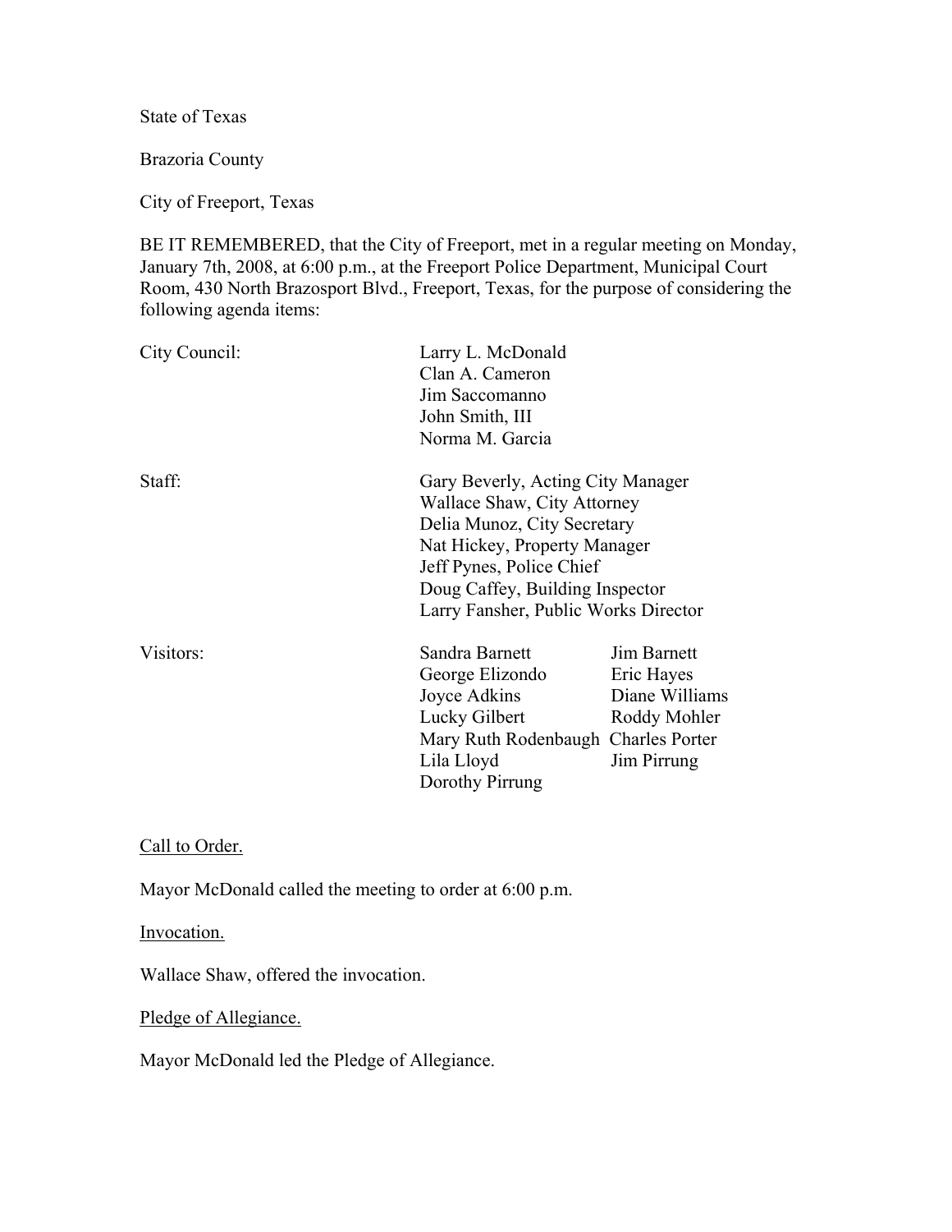State of Texas

Brazoria County

City of Freeport, Texas

BE IT REMEMBERED, that the City of Freeport, met in a regular meeting on Monday, January 7th, 2008, at 6:00 p.m., at the Freeport Police Department, Municipal Court Room, 430 North Brazosport Blvd., Freeport, Texas, for the purpose of considering the following agenda items:

| | | |
|---|---|---|
| City Council: | Larry L. McDonald | |
| | Clan A. Cameron | |
| | Jim Saccomanno | |
| | John Smith, III | |
| | Norma M. Garcia | |
| Staff: | Gary Beverly, Acting City Manager | |
| | Wallace Shaw, City Attorney | |
| | Delia Munoz, City Secretary | |
| | Nat Hickey, Property Manager | |
| | Jeff Pynes, Police Chief | |
| | Doug Caffey, Building Inspector | |
| | Larry Fansher, Public Works Director | |
| Visitors: | Sandra Barnett | Jim Barnett |
| | George Elizondo | Eric Hayes |
| | Joyce Adkins | Diane Williams |
| | Lucky Gilbert | Roddy Mohler |
| | Mary Ruth Rodenbaugh | Charles Porter |
| | Lila Lloyd | Jim Pirrung |
| | Dorothy Pirrung | |

<u>Call to Order.</u>

Mayor McDonald called the meeting to order at 6:00 p.m.

<u>Invocation.</u>

Wallace Shaw, offered the invocation.

<u>Pledge of Allegiance.</u>

Mayor McDonald led the Pledge of Allegiance.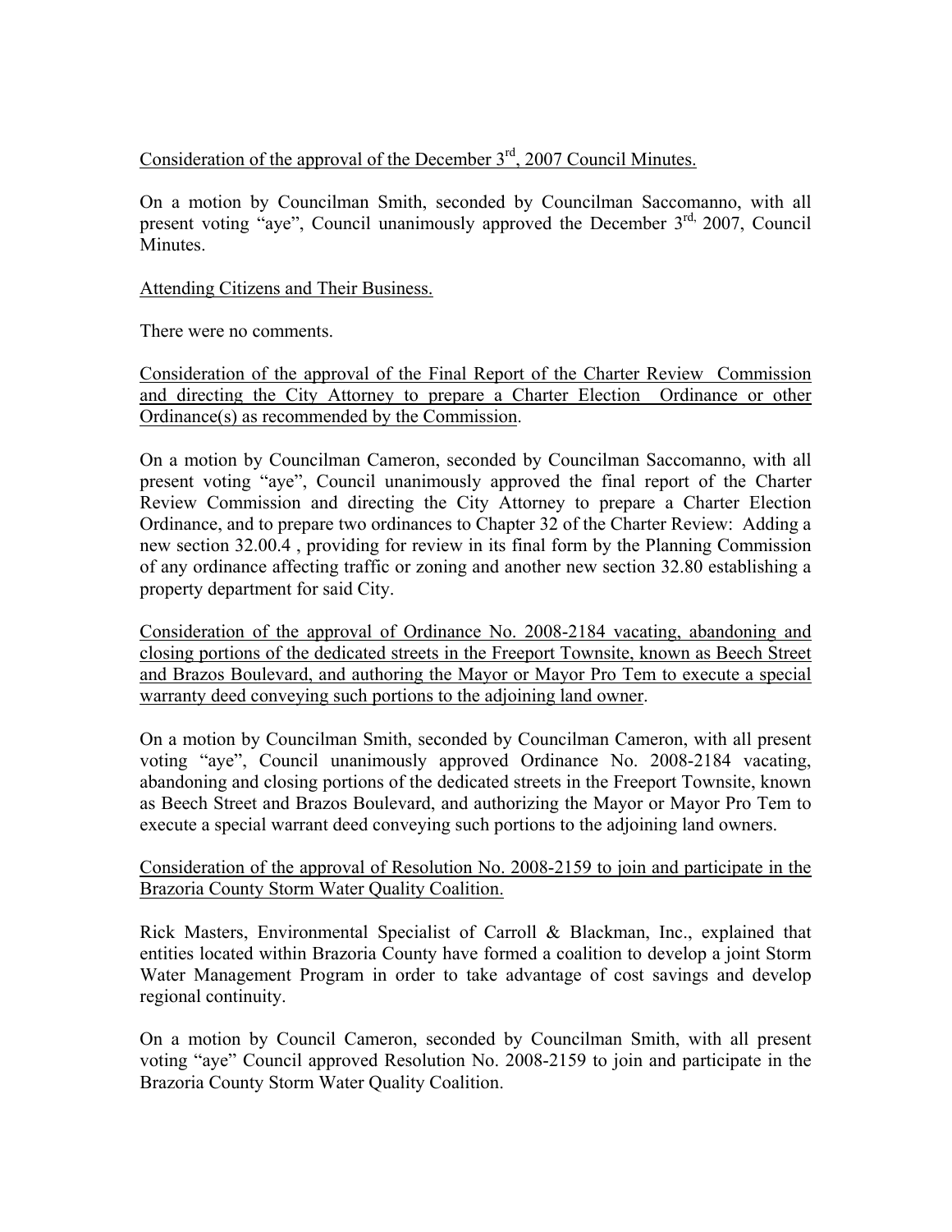Consideration of the approval of the December 3rd, 2007 Council Minutes.

On a motion by Councilman Smith, seconded by Councilman Saccomanno, with all present voting "aye", Council unanimously approved the December 3rd, 2007, Council Minutes.

Attending Citizens and Their Business.

There were no comments.

Consideration of the approval of the Final Report of the Charter Review Commission and directing the City Attorney to prepare a Charter Election Ordinance or other Ordinance(s) as recommended by the Commission.

On a motion by Councilman Cameron, seconded by Councilman Saccomanno, with all present voting "aye", Council unanimously approved the final report of the Charter Review Commission and directing the City Attorney to prepare a Charter Election Ordinance, and to prepare two ordinances to Chapter 32 of the Charter Review: Adding a new section 32.00.4 , providing for review in its final form by the Planning Commission of any ordinance affecting traffic or zoning and another new section 32.80 establishing a property department for said City.

Consideration of the approval of Ordinance No. 2008-2184 vacating, abandoning and closing portions of the dedicated streets in the Freeport Townsite, known as Beech Street and Brazos Boulevard, and authoring the Mayor or Mayor Pro Tem to execute a special warranty deed conveying such portions to the adjoining land owner.

On a motion by Councilman Smith, seconded by Councilman Cameron, with all present voting "aye", Council unanimously approved Ordinance No. 2008-2184 vacating, abandoning and closing portions of the dedicated streets in the Freeport Townsite, known as Beech Street and Brazos Boulevard, and authorizing the Mayor or Mayor Pro Tem to execute a special warrant deed conveying such portions to the adjoining land owners.

Consideration of the approval of Resolution No. 2008-2159 to join and participate in the Brazoria County Storm Water Quality Coalition.

Rick Masters, Environmental Specialist of Carroll & Blackman, Inc., explained that entities located within Brazoria County have formed a coalition to develop a joint Storm Water Management Program in order to take advantage of cost savings and develop regional continuity.

On a motion by Council Cameron, seconded by Councilman Smith, with all present voting "aye" Council approved Resolution No. 2008-2159 to join and participate in the Brazoria County Storm Water Quality Coalition.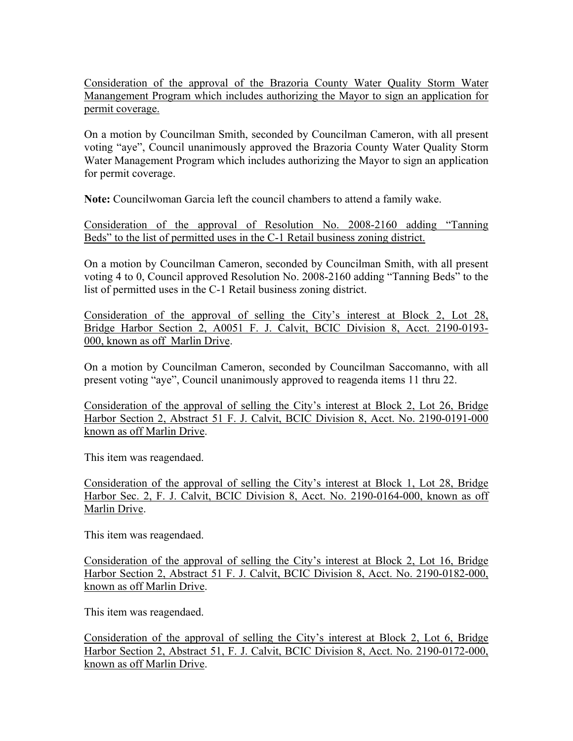<u>Consideration of the approval of the Brazoria County Water Quality Storm Water Manangement Program which includes authorizing the Mayor to sign an application for permit coverage.</u>

On a motion by Councilman Smith, seconded by Councilman Cameron, with all present voting "aye", Council unanimously approved the Brazoria County Water Quality Storm Water Management Program which includes authorizing the Mayor to sign an application for permit coverage.

**Note:** Councilwoman Garcia left the council chambers to attend a family wake.

<u>Consideration of the approval of Resolution No. 2008-2160 adding "Tanning Beds" to the list of permitted uses in the C-1 Retail business zoning district.</u>

On a motion by Councilman Cameron, seconded by Councilman Smith, with all present voting 4 to 0, Council approved Resolution No. 2008-2160 adding "Tanning Beds" to the list of permitted uses in the C-1 Retail business zoning district.

<u>Consideration of the approval of selling the City's interest at Block 2, Lot 28, Bridge Harbor Section 2, A0051 F. J. Calvit, BCIC Division 8, Acct. 2190-0193-000, known as off Marlin Drive</u>.

On a motion by Councilman Cameron, seconded by Councilman Saccomanno, with all present voting "aye", Council unanimously approved to reagenda items 11 thru 22.

<u>Consideration of the approval of selling the City's interest at Block 2, Lot 26, Bridge Harbor Section 2, Abstract 51 F. J. Calvit, BCIC Division 8, Acct. No. 2190-0191-000 known as off Marlin Drive</u>.

This item was reagendaed.

<u>Consideration of the approval of selling the City's interest at Block 1, Lot 28, Bridge Harbor Sec. 2, F. J. Calvit, BCIC Division 8, Acct. No. 2190-0164-000, known as off Marlin Drive</u>.

This item was reagendaed.

<u>Consideration of the approval of selling the City's interest at Block 2, Lot 16, Bridge Harbor Section 2, Abstract 51 F. J. Calvit, BCIC Division 8, Acct. No. 2190-0182-000, known as off Marlin Drive</u>.

This item was reagendaed.

<u>Consideration of the approval of selling the City's interest at Block 2, Lot 6, Bridge Harbor Section 2, Abstract 51, F. J. Calvit, BCIC Division 8, Acct. No. 2190-0172-000, known as off Marlin Drive</u>.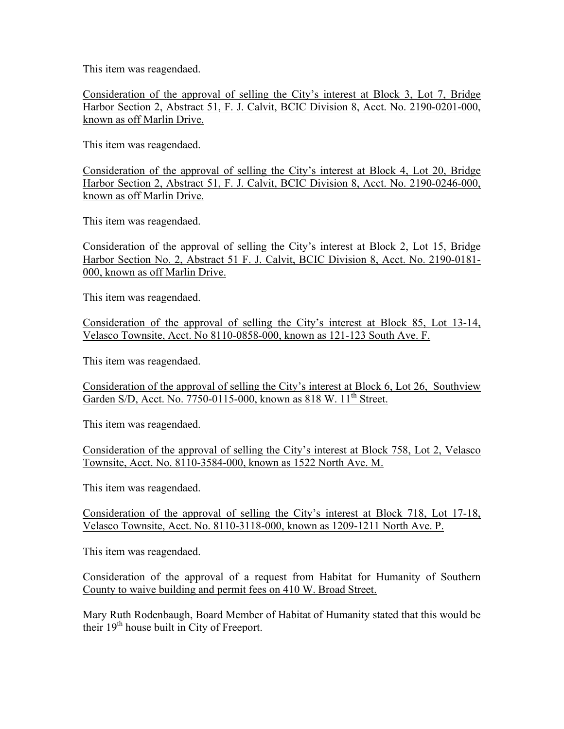This item was reagendaed.

<u>Consideration of the approval of selling the City's interest at Block 3, Lot 7, Bridge Harbor Section 2, Abstract 51, F. J. Calvit, BCIC Division 8, Acct. No. 2190-0201-000, known as off Marlin Drive.</u>

This item was reagendaed.

<u>Consideration of the approval of selling the City's interest at Block 4, Lot 20, Bridge Harbor Section 2, Abstract 51, F. J. Calvit, BCIC Division 8, Acct. No. 2190-0246-000, known as off Marlin Drive.</u>

This item was reagendaed.

<u>Consideration of the approval of selling the City's interest at Block 2, Lot 15, Bridge Harbor Section No. 2, Abstract 51 F. J. Calvit, BCIC Division 8, Acct. No. 2190-0181-000, known as off Marlin Drive.</u>

This item was reagendaed.

<u>Consideration of the approval of selling the City's interest at Block 85, Lot 13-14, Velasco Townsite, Acct. No 8110-0858-000, known as 121-123 South Ave. F.</u>

This item was reagendaed.

<u>Consideration of the approval of selling the City's interest at Block 6, Lot 26, Southview Garden S/D, Acct. No. 7750-0115-000, known as 818 W. 11th Street.</u>

This item was reagendaed.

<u>Consideration of the approval of selling the City's interest at Block 758, Lot 2, Velasco Townsite, Acct. No. 8110-3584-000, known as 1522 North Ave. M.</u>

This item was reagendaed.

<u>Consideration of the approval of selling the City's interest at Block 718, Lot 17-18, Velasco Townsite, Acct. No. 8110-3118-000, known as 1209-1211 North Ave. P.</u>

This item was reagendaed.

<u>Consideration of the approval of a request from Habitat for Humanity of Southern County to waive building and permit fees on 410 W. Broad Street.</u>

Mary Ruth Rodenbaugh, Board Member of Habitat of Humanity stated that this would be their 19th house built in City of Freeport.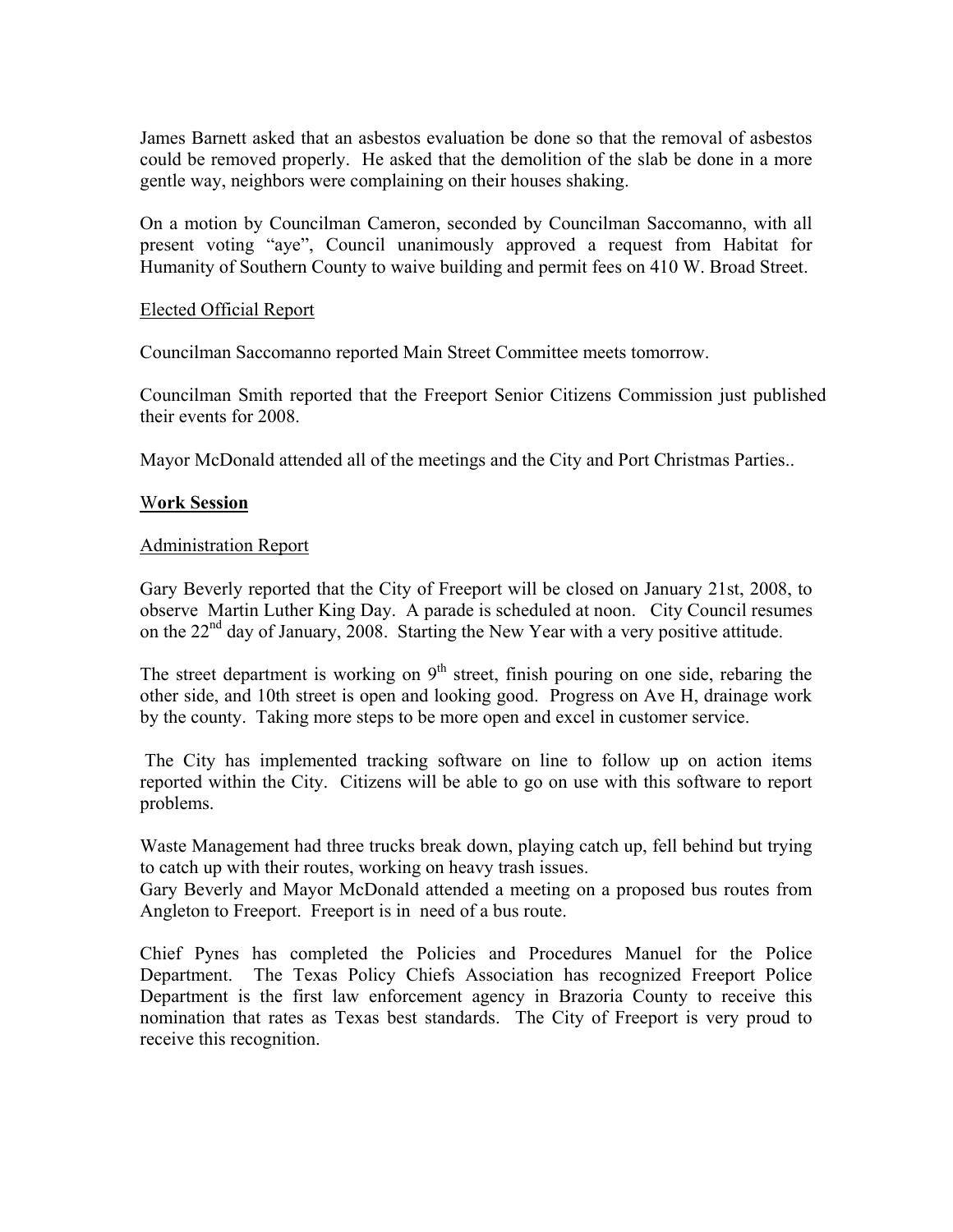James Barnett asked that an asbestos evaluation be done so that the removal of asbestos could be removed properly. He asked that the demolition of the slab be done in a more gentle way, neighbors were complaining on their houses shaking.

On a motion by Councilman Cameron, seconded by Councilman Saccomanno, with all present voting "aye", Council unanimously approved a request from Habitat for Humanity of Southern County to waive building and permit fees on 410 W. Broad Street.

Elected Official Report

Councilman Saccomanno reported Main Street Committee meets tomorrow.

Councilman Smith reported that the Freeport Senior Citizens Commission just published their events for 2008.

Mayor McDonald attended all of the meetings and the City and Port Christmas Parties..

**Work Session**

Administration Report

Gary Beverly reported that the City of Freeport will be closed on January 21st, 2008, to observe Martin Luther King Day. A parade is scheduled at noon. City Council resumes on the 22nd day of January, 2008. Starting the New Year with a very positive attitude.

The street department is working on 9th street, finish pouring on one side, rebaring the other side, and 10th street is open and looking good. Progress on Ave H, drainage work by the county. Taking more steps to be more open and excel in customer service.

The City has implemented tracking software on line to follow up on action items reported within the City. Citizens will be able to go on use with this software to report problems.

Waste Management had three trucks break down, playing catch up, fell behind but trying to catch up with their routes, working on heavy trash issues.
Gary Beverly and Mayor McDonald attended a meeting on a proposed bus routes from Angleton to Freeport. Freeport is in need of a bus route.

Chief Pynes has completed the Policies and Procedures Manuel for the Police Department. The Texas Policy Chiefs Association has recognized Freeport Police Department is the first law enforcement agency in Brazoria County to receive this nomination that rates as Texas best standards. The City of Freeport is very proud to receive this recognition.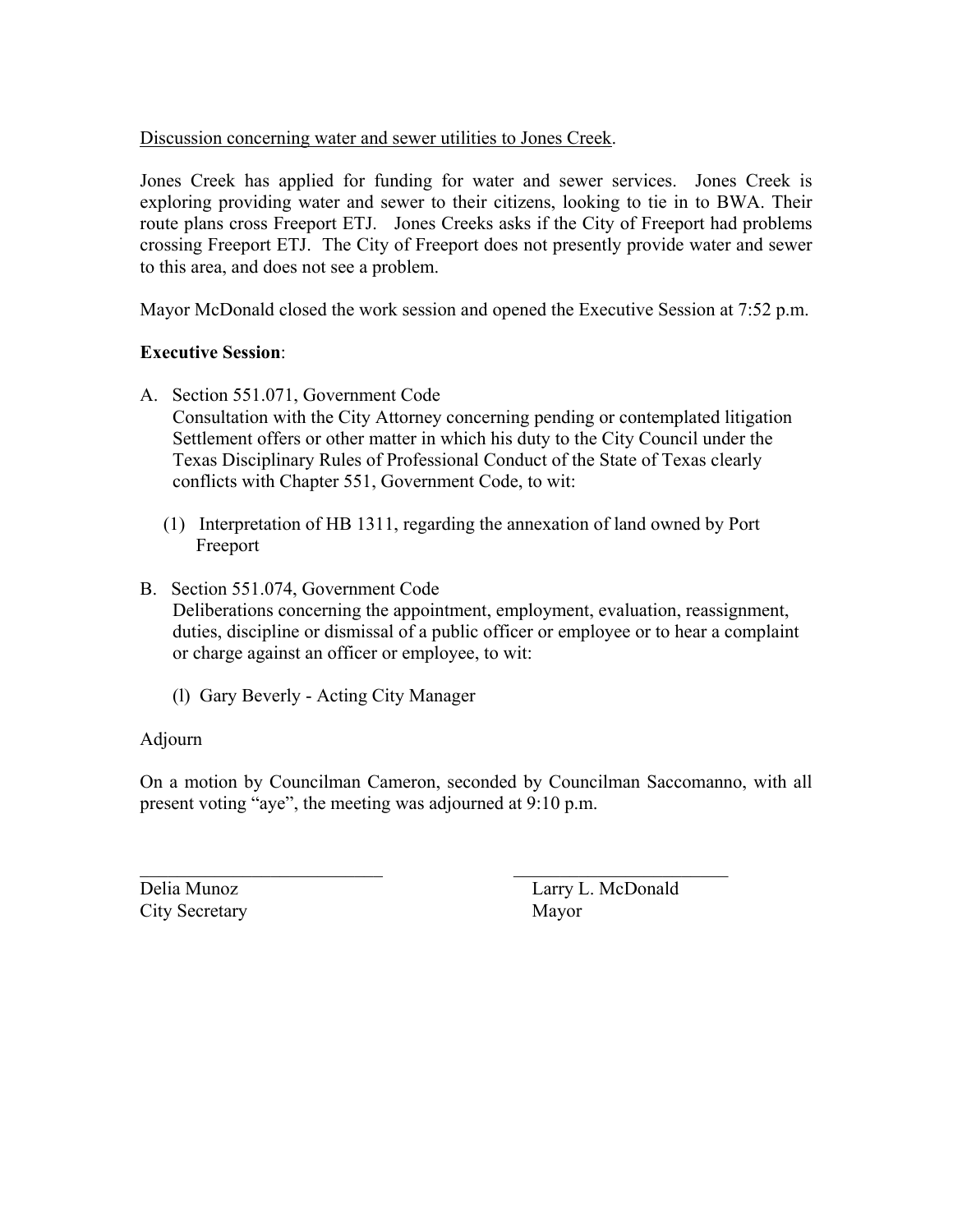<u>Discussion concerning water and sewer utilities to Jones Creek</u>.

Jones Creek has applied for funding for water and sewer services. Jones Creek is exploring providing water and sewer to their citizens, looking to tie in to BWA. Their route plans cross Freeport ETJ. Jones Creeks asks if the City of Freeport had problems crossing Freeport ETJ. The City of Freeport does not presently provide water and sewer to this area, and does not see a problem.

Mayor McDonald closed the work session and opened the Executive Session at 7:52 p.m.

**Executive Session**:

A. Section 551.071, Government Code
   Consultation with the City Attorney concerning pending or contemplated litigation Settlement offers or other matter in which his duty to the City Council under the Texas Disciplinary Rules of Professional Conduct of the State of Texas clearly conflicts with Chapter 551, Government Code, to wit:

   (1) Interpretation of HB 1311, regarding the annexation of land owned by Port Freeport

B. Section 551.074, Government Code
   Deliberations concerning the appointment, employment, evaluation, reassignment, duties, discipline or dismissal of a public officer or employee or to hear a complaint or charge against an officer or employee, to wit:

   (l) Gary Beverly - Acting City Manager

Adjourn

On a motion by Councilman Cameron, seconded by Councilman Saccomanno, with all present voting "aye", the meeting was adjourned at 9:10 p.m.

\_\_\_\_\_\_\_\_\_\_\_\_\_\_\_\_\_\_\_\_\_\_\_\_\_\_\_
Delia Munoz
City Secretary

\_\_\_\_\_\_\_\_\_\_\_\_\_\_\_\_\_\_\_\_\_\_\_\_\_\_\_
Larry L. McDonald
Mayor